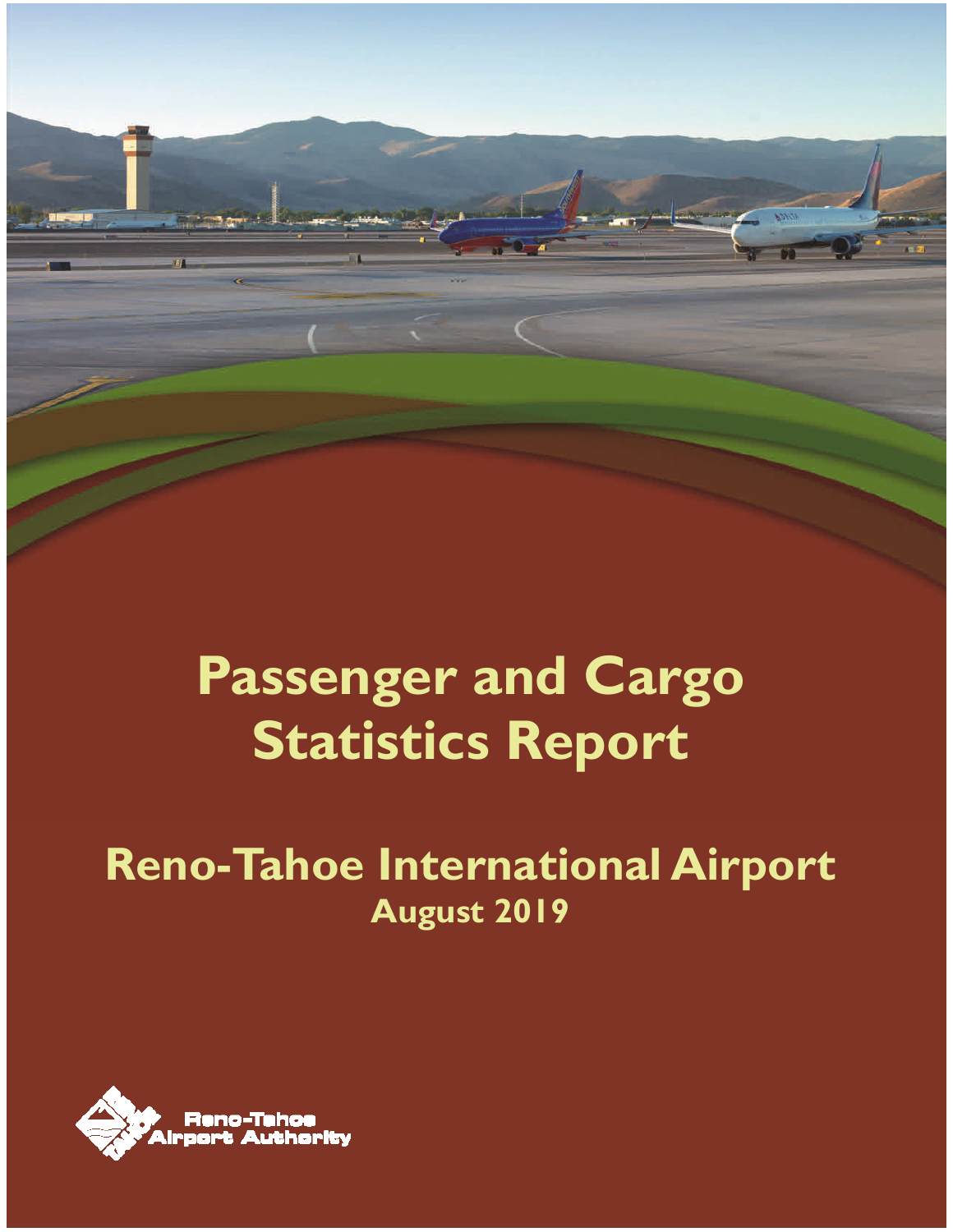# Passenger and Cargo Statistics Report

## Reno-Tahoe International Airport

### August 2019

Reno-Tahoe Airport Authority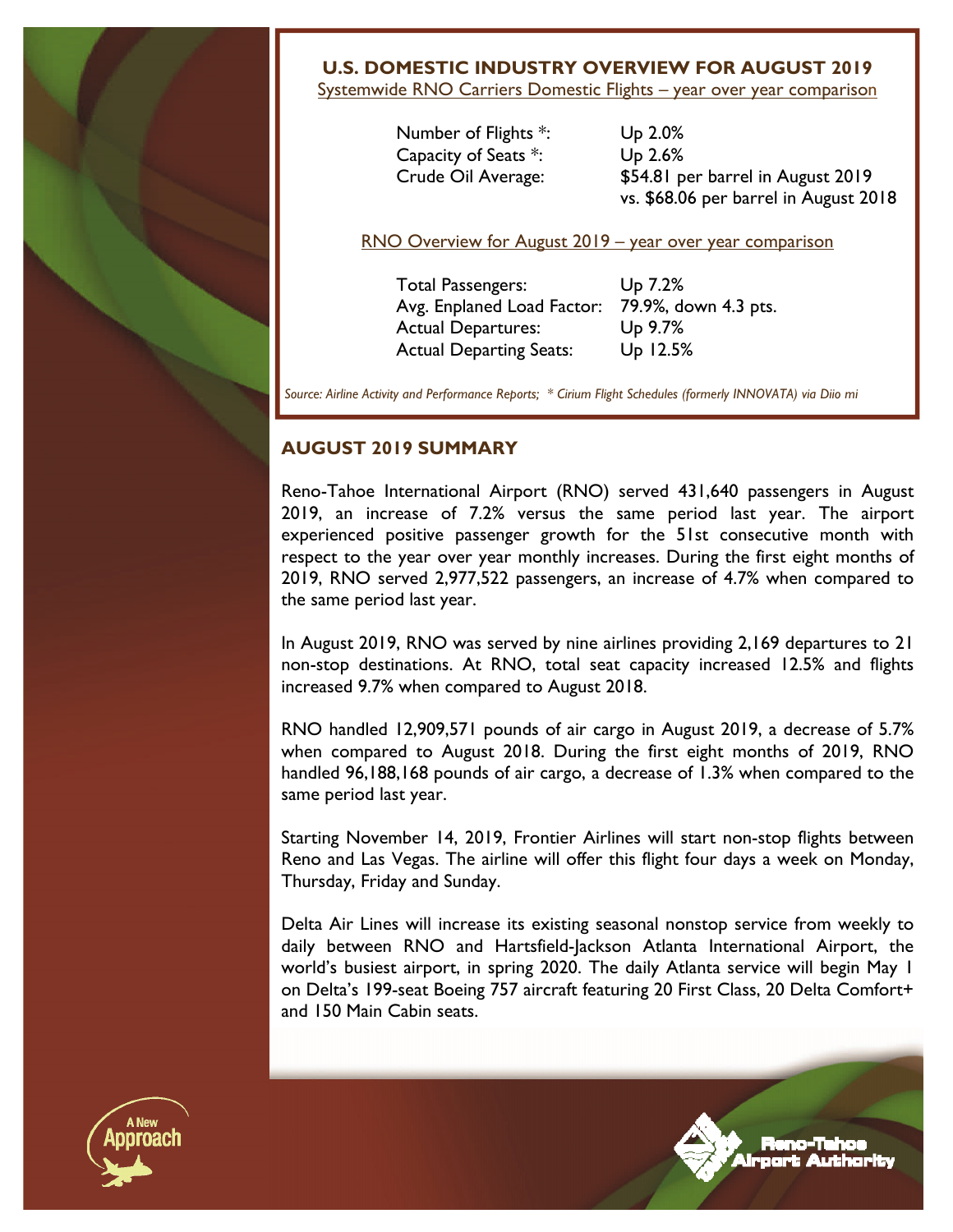## U.S. DOMESTIC INDUSTRY OVERVIEW FOR AUGUST 2019

Systemwide RNO Carriers Domestic Flights – year over year comparison

| | |
|---|---|
| Number of Flights *: | Up 2.0% |
| Capacity of Seats *: | Up 2.6% |
| Crude Oil Average: | $54.81 per barrel in August 2019 vs. $68.06 per barrel in August 2018 |

RNO Overview for August 2019 – year over year comparison

| | |
|---|---|
| Total Passengers: | Up 7.2% |
| Avg. Enplaned Load Factor: | 79.9%, down 4.3 pts. |
| Actual Departures: | Up 9.7% |
| Actual Departing Seats: | Up 12.5% |

*Source: Airline Activity and Performance Reports; * Cirium Flight Schedules (formerly INNOVATA) via Diio mi*

## AUGUST 2019 SUMMARY

Reno-Tahoe International Airport (RNO) served 431,640 passengers in August 2019, an increase of 7.2% versus the same period last year. The airport experienced positive passenger growth for the 51st consecutive month with respect to the year over year monthly increases. During the first eight months of 2019, RNO served 2,977,522 passengers, an increase of 4.7% when compared to the same period last year.

In August 2019, RNO was served by nine airlines providing 2,169 departures to 21 non-stop destinations. At RNO, total seat capacity increased 12.5% and flights increased 9.7% when compared to August 2018.

RNO handled 12,909,571 pounds of air cargo in August 2019, a decrease of 5.7% when compared to August 2018. During the first eight months of 2019, RNO handled 96,188,168 pounds of air cargo, a decrease of 1.3% when compared to the same period last year.

Starting November 14, 2019, Frontier Airlines will start non-stop flights between Reno and Las Vegas. The airline will offer this flight four days a week on Monday, Thursday, Friday and Sunday.

Delta Air Lines will increase its existing seasonal nonstop service from weekly to daily between RNO and Hartsfield-Jackson Atlanta International Airport, the world's busiest airport, in spring 2020. The daily Atlanta service will begin May 1 on Delta's 199-seat Boeing 757 aircraft featuring 20 First Class, 20 Delta Comfort+ and 150 Main Cabin seats.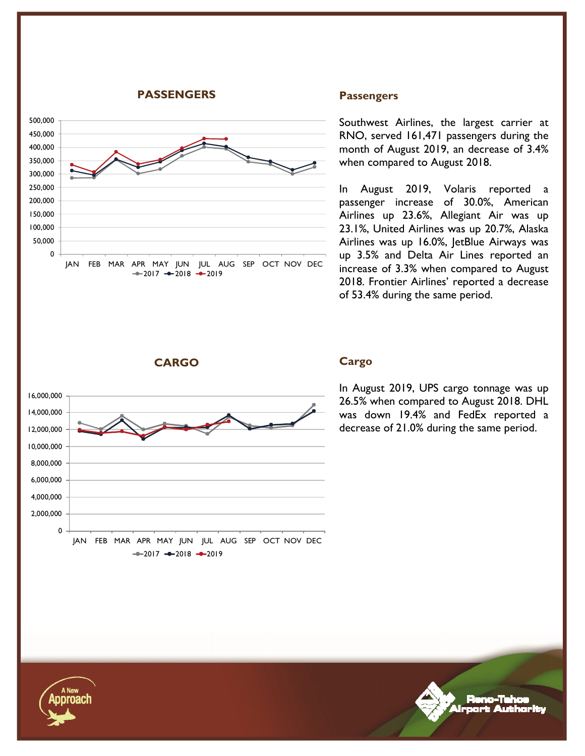## PASSENGERS

## Passengers

Southwest Airlines, the largest carrier at RNO, served 161,471 passengers during the month of August 2019, an decrease of 3.4% when compared to August 2018.

In August 2019, Volaris reported a passenger increase of 30.0%, American Airlines up 23.6%, Allegiant Air was up 23.1%, United Airlines was up 20.7%, Alaska Airlines was up 16.0%, JetBlue Airways was up 3.5% and Delta Air Lines reported an increase of 3.3% when compared to August 2018. Frontier Airlines' reported a decrease of 53.4% during the same period.

## CARGO

## Cargo

In August 2019, UPS cargo tonnage was up 26.5% when compared to August 2018. DHL was down 19.4% and FedEx reported a decrease of 21.0% during the same period.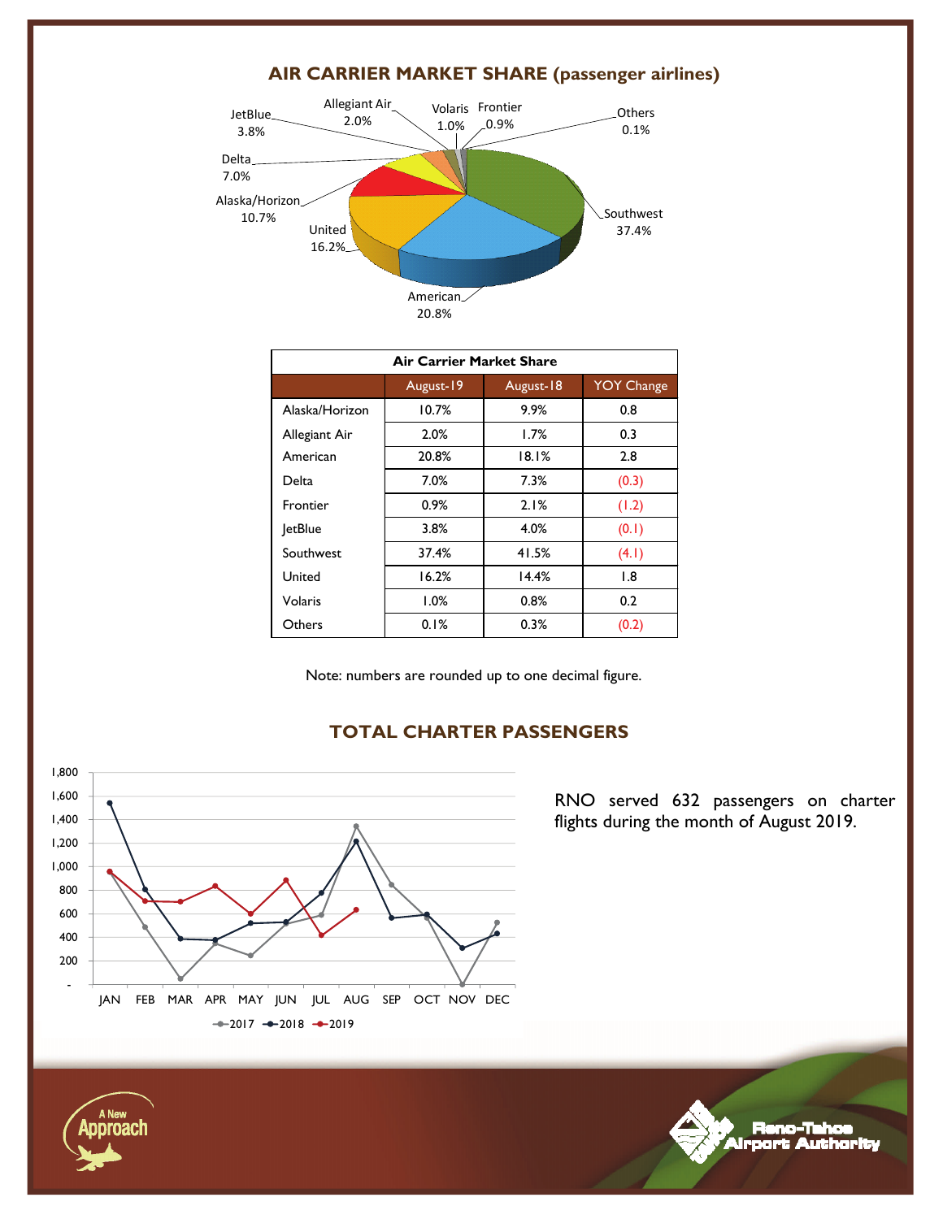## AIR CARRIER MARKET SHARE (passenger airlines)

| Air Carrier Market Share | | | |
|---|---|---|---|
| | August-19 | August-18 | YOY Change |
| Alaska/Horizon | 10.7% | 9.9% | 0.8 |
| Allegiant Air | 2.0% | 1.7% | 0.3 |
| American | 20.8% | 18.1% | 2.8 |
| Delta | 7.0% | 7.3% | (0.3) |
| Frontier | 0.9% | 2.1% | (1.2) |
| JetBlue | 3.8% | 4.0% | (0.1) |
| Southwest | 37.4% | 41.5% | (4.1) |
| United | 16.2% | 14.4% | 1.8 |
| Volaris | 1.0% | 0.8% | 0.2 |
| Others | 0.1% | 0.3% | (0.2) |

Note: numbers are rounded up to one decimal figure.

## TOTAL CHARTER PASSENGERS

RNO served 632 passengers on charter flights during the month of August 2019.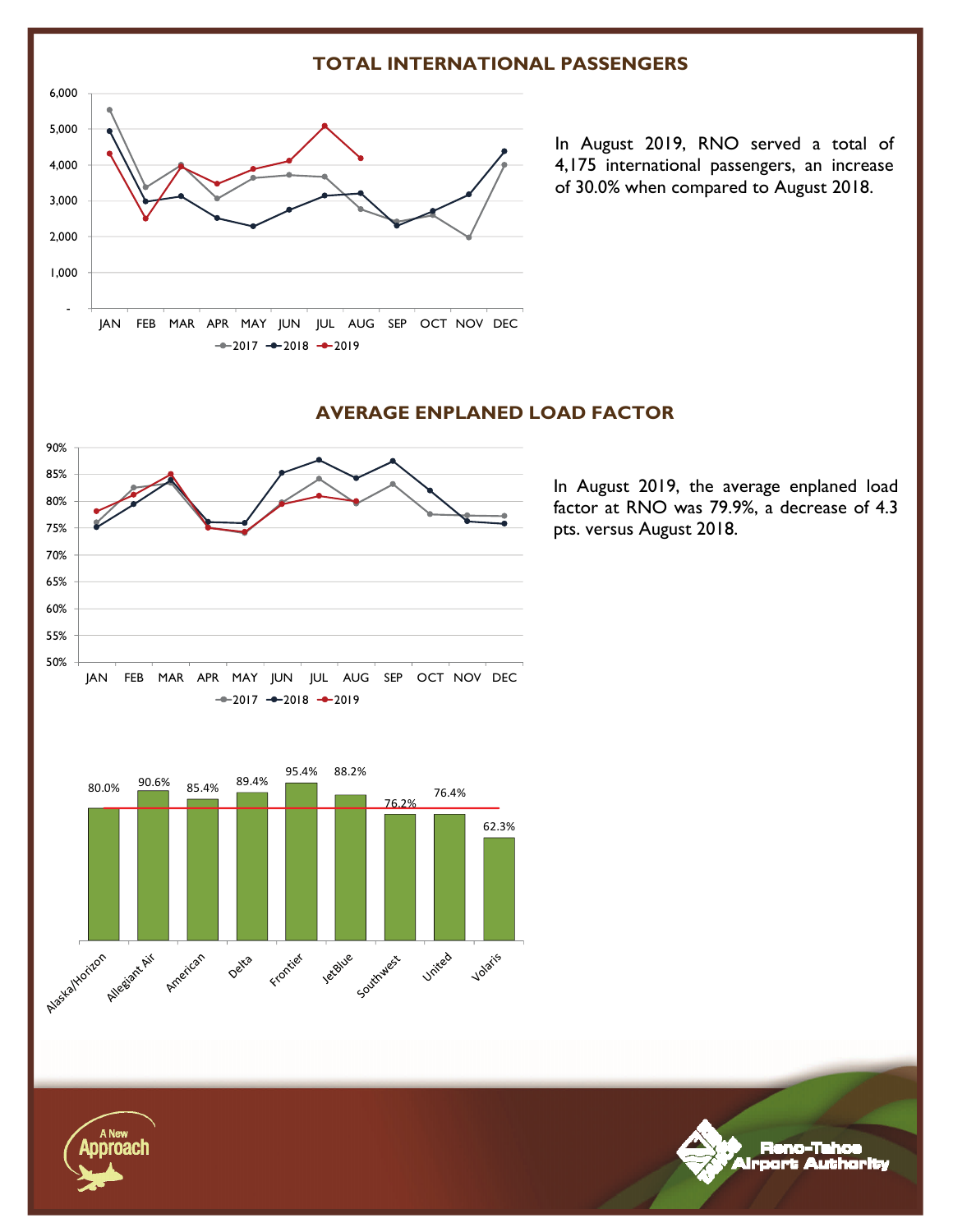## TOTAL INTERNATIONAL PASSENGERS

In August 2019, RNO served a total of 4,175 international passengers, an increase of 30.0% when compared to August 2018.

## AVERAGE ENPLANED LOAD FACTOR

In August 2019, the average enplaned load factor at RNO was 79.9%, a decrease of 4.3 pts. versus August 2018.

| Airline | Load Factor |
|---|---|
| Alaska/Horizon | 80.0% |
| Allegiant Air | 90.6% |
| American | 85.4% |
| Delta | 89.4% |
| Frontier | 95.4% |
| JetBlue | 88.2% |
| Southwest | 76.2% |
| United | 76.4% |
| Volaris | 62.3% |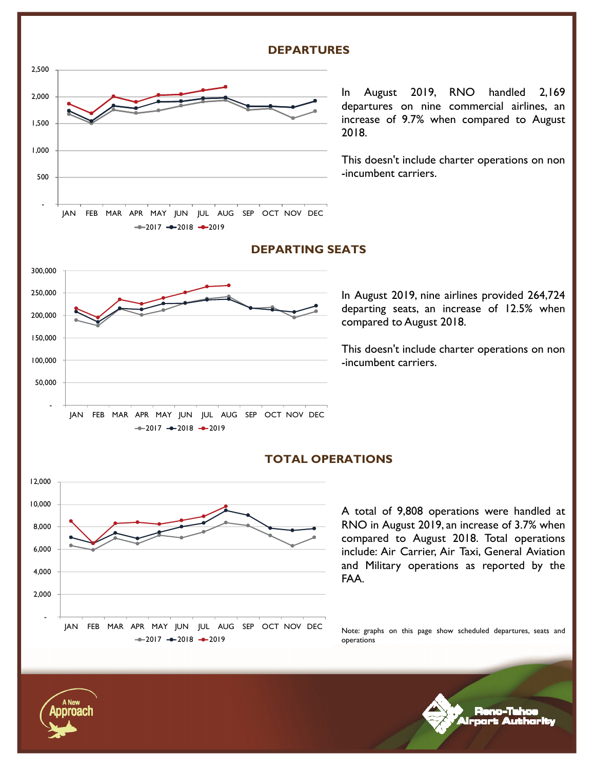## DEPARTURES

In August 2019, RNO handled 2,169 departures on nine commercial airlines, an increase of 9.7% when compared to August 2018.

This doesn't include charter operations on non -incumbent carriers.

## DEPARTING SEATS

In August 2019, nine airlines provided 264,724 departing seats, an increase of 12.5% when compared to August 2018.

This doesn't include charter operations on non -incumbent carriers.

## TOTAL OPERATIONS

A total of 9,808 operations were handled at RNO in August 2019, an increase of 3.7% when compared to August 2018. Total operations include: Air Carrier, Air Taxi, General Aviation and Military operations as reported by the FAA.

Note: graphs on this page show scheduled departures, seats and operations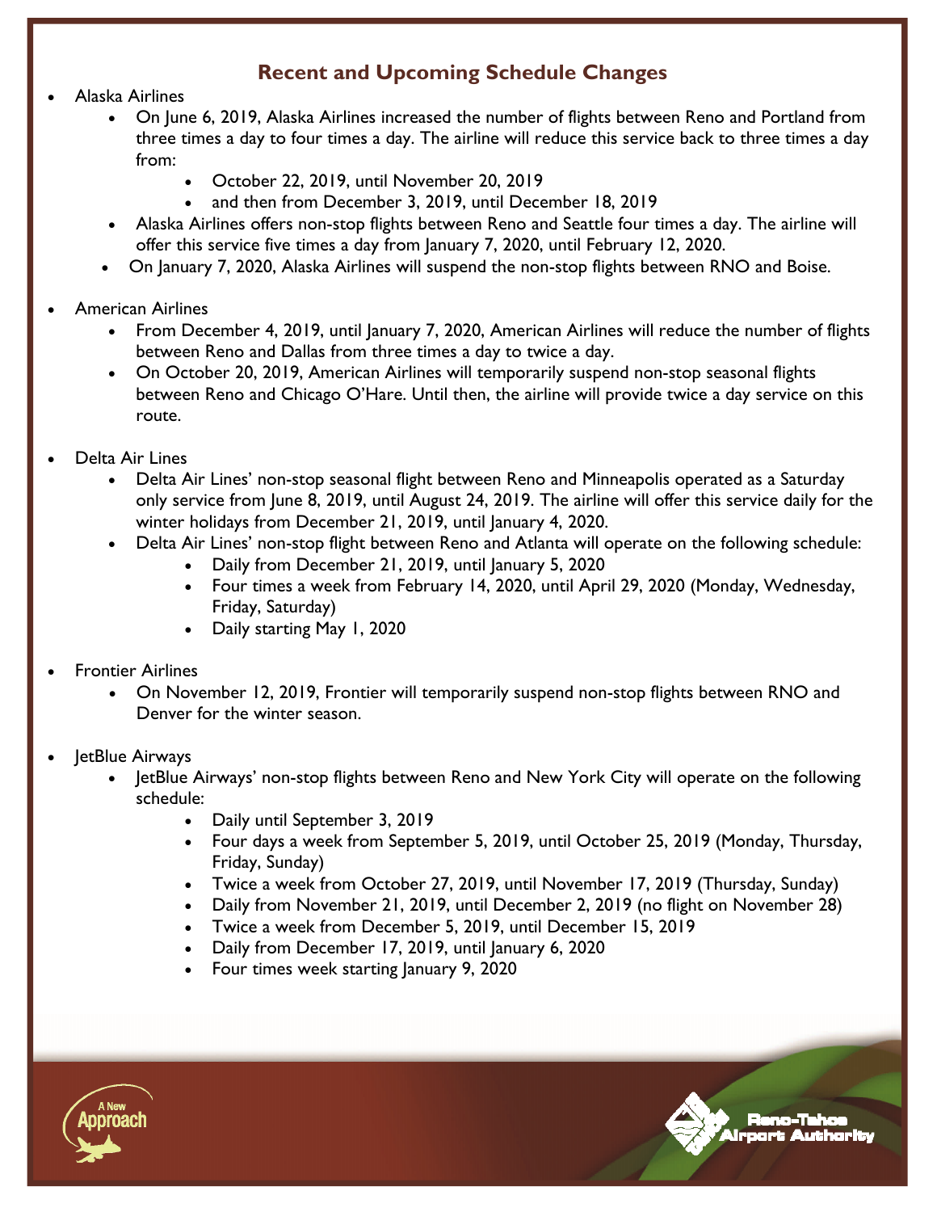## Recent and Upcoming Schedule Changes

- Alaska Airlines
  - On June 6, 2019, Alaska Airlines increased the number of flights between Reno and Portland from three times a day to four times a day. The airline will reduce this service back to three times a day from:
    - October 22, 2019, until November 20, 2019
    - and then from December 3, 2019, until December 18, 2019
  - Alaska Airlines offers non-stop flights between Reno and Seattle four times a day. The airline will offer this service five times a day from January 7, 2020, until February 12, 2020.
  - On January 7, 2020, Alaska Airlines will suspend the non-stop flights between RNO and Boise.

- American Airlines
  - From December 4, 2019, until January 7, 2020, American Airlines will reduce the number of flights between Reno and Dallas from three times a day to twice a day.
  - On October 20, 2019, American Airlines will temporarily suspend non-stop seasonal flights between Reno and Chicago O'Hare. Until then, the airline will provide twice a day service on this route.

- Delta Air Lines
  - Delta Air Lines' non-stop seasonal flight between Reno and Minneapolis operated as a Saturday only service from June 8, 2019, until August 24, 2019. The airline will offer this service daily for the winter holidays from December 21, 2019, until January 4, 2020.
  - Delta Air Lines' non-stop flight between Reno and Atlanta will operate on the following schedule:
    - Daily from December 21, 2019, until January 5, 2020
    - Four times a week from February 14, 2020, until April 29, 2020 (Monday, Wednesday, Friday, Saturday)
    - Daily starting May 1, 2020

- Frontier Airlines
  - On November 12, 2019, Frontier will temporarily suspend non-stop flights between RNO and Denver for the winter season.

- JetBlue Airways
  - JetBlue Airways' non-stop flights between Reno and New York City will operate on the following schedule:
    - Daily until September 3, 2019
    - Four days a week from September 5, 2019, until October 25, 2019 (Monday, Thursday, Friday, Sunday)
    - Twice a week from October 27, 2019, until November 17, 2019 (Thursday, Sunday)
    - Daily from November 21, 2019, until December 2, 2019 (no flight on November 28)
    - Twice a week from December 5, 2019, until December 15, 2019
    - Daily from December 17, 2019, until January 6, 2020
    - Four times week starting January 9, 2020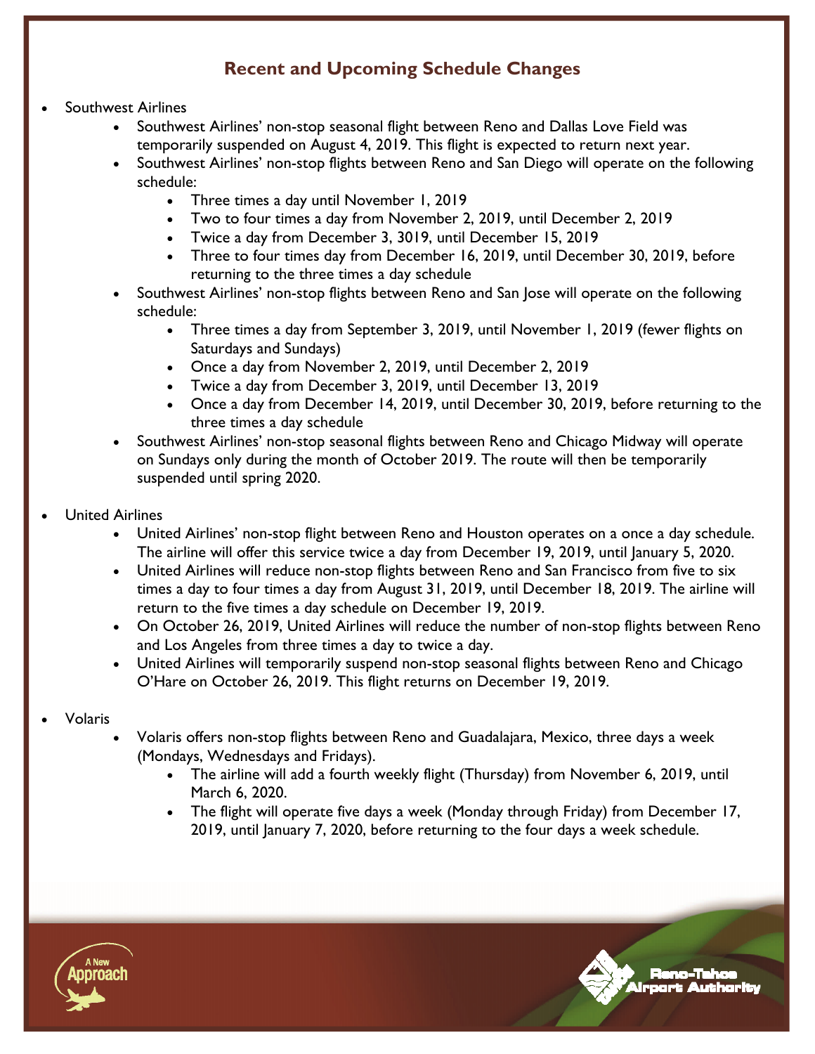## Recent and Upcoming Schedule Changes

- Southwest Airlines
  - Southwest Airlines' non-stop seasonal flight between Reno and Dallas Love Field was temporarily suspended on August 4, 2019. This flight is expected to return next year.
  - Southwest Airlines' non-stop flights between Reno and San Diego will operate on the following schedule:
    - Three times a day until November 1, 2019
    - Two to four times a day from November 2, 2019, until December 2, 2019
    - Twice a day from December 3, 3019, until December 15, 2019
    - Three to four times day from December 16, 2019, until December 30, 2019, before returning to the three times a day schedule
  - Southwest Airlines' non-stop flights between Reno and San Jose will operate on the following schedule:
    - Three times a day from September 3, 2019, until November 1, 2019 (fewer flights on Saturdays and Sundays)
    - Once a day from November 2, 2019, until December 2, 2019
    - Twice a day from December 3, 2019, until December 13, 2019
    - Once a day from December 14, 2019, until December 30, 2019, before returning to the three times a day schedule
  - Southwest Airlines' non-stop seasonal flights between Reno and Chicago Midway will operate on Sundays only during the month of October 2019. The route will then be temporarily suspended until spring 2020.

- United Airlines
  - United Airlines' non-stop flight between Reno and Houston operates on a once a day schedule. The airline will offer this service twice a day from December 19, 2019, until January 5, 2020.
  - United Airlines will reduce non-stop flights between Reno and San Francisco from five to six times a day to four times a day from August 31, 2019, until December 18, 2019. The airline will return to the five times a day schedule on December 19, 2019.
  - On October 26, 2019, United Airlines will reduce the number of non-stop flights between Reno and Los Angeles from three times a day to twice a day.
  - United Airlines will temporarily suspend non-stop seasonal flights between Reno and Chicago O'Hare on October 26, 2019. This flight returns on December 19, 2019.

- Volaris
  - Volaris offers non-stop flights between Reno and Guadalajara, Mexico, three days a week (Mondays, Wednesdays and Fridays).
    - The airline will add a fourth weekly flight (Thursday) from November 6, 2019, until March 6, 2020.
    - The flight will operate five days a week (Monday through Friday) from December 17, 2019, until January 7, 2020, before returning to the four days a week schedule.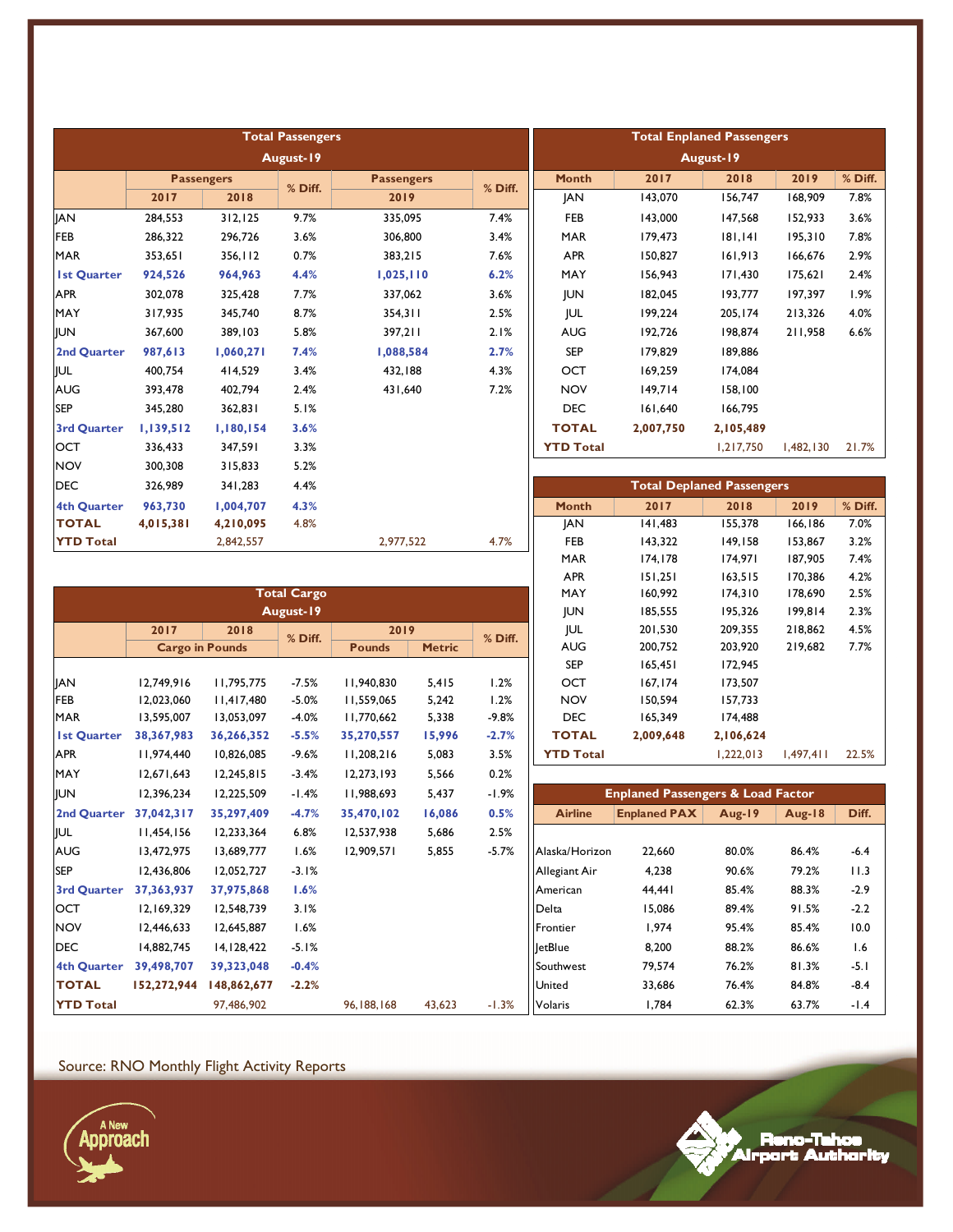## Total Passengers
### August-19

| | Passengers 2017 | Passengers 2018 | % Diff. | Passengers 2019 | % Diff. |
|---|---|---|---|---|---|
| JAN | 284,553 | 312,125 | 9.7% | 335,095 | 7.4% |
| FEB | 286,322 | 296,726 | 3.6% | 306,800 | 3.4% |
| MAR | 353,651 | 356,112 | 0.7% | 383,215 | 7.6% |
| **1st Quarter** | **924,526** | **964,963** | **4.4%** | **1,025,110** | **6.2%** |
| APR | 302,078 | 325,428 | 7.7% | 337,062 | 3.6% |
| MAY | 317,935 | 345,740 | 8.7% | 354,311 | 2.5% |
| JUN | 367,600 | 389,103 | 5.8% | 397,211 | 2.1% |
| **2nd Quarter** | **987,613** | **1,060,271** | **7.4%** | **1,088,584** | **2.7%** |
| JUL | 400,754 | 414,529 | 3.4% | 432,188 | 4.3% |
| AUG | 393,478 | 402,794 | 2.4% | 431,640 | 7.2% |
| SEP | 345,280 | 362,831 | 5.1% | | |
| **3rd Quarter** | **1,139,512** | **1,180,154** | **3.6%** | | |
| OCT | 336,433 | 347,591 | 3.3% | | |
| NOV | 300,308 | 315,833 | 5.2% | | |
| DEC | 326,989 | 341,283 | 4.4% | | |
| **4th Quarter** | **963,730** | **1,004,707** | **4.3%** | | |
| **TOTAL** | **4,015,381** | **4,210,095** | 4.8% | | |
| **YTD Total** | | 2,842,557 | | 2,977,522 | 4.7% |

## Total Cargo
### August-19

| | 2017 Cargo in Pounds | 2018 Cargo in Pounds | % Diff. | 2019 Pounds | 2019 Metric | % Diff. |
|---|---|---|---|---|---|---|
| JAN | 12,749,916 | 11,795,775 | -7.5% | 11,940,830 | 5,415 | 1.2% |
| FEB | 12,023,060 | 11,417,480 | -5.0% | 11,559,065 | 5,242 | 1.2% |
| MAR | 13,595,007 | 13,053,097 | -4.0% | 11,770,662 | 5,338 | -9.8% |
| **1st Quarter** | **38,367,983** | **36,266,352** | **-5.5%** | **35,270,557** | **15,996** | **-2.7%** |
| APR | 11,974,440 | 10,826,085 | -9.6% | 11,208,216 | 5,083 | 3.5% |
| MAY | 12,671,643 | 12,245,815 | -3.4% | 12,273,193 | 5,566 | 0.2% |
| JUN | 12,396,234 | 12,225,509 | -1.4% | 11,988,693 | 5,437 | -1.9% |
| **2nd Quarter** | **37,042,317** | **35,297,409** | **-4.7%** | **35,470,102** | **16,086** | **0.5%** |
| JUL | 11,454,156 | 12,233,364 | 6.8% | 12,537,938 | 5,686 | 2.5% |
| AUG | 13,472,975 | 13,689,777 | 1.6% | 12,909,571 | 5,855 | -5.7% |
| SEP | 12,436,806 | 12,052,727 | -3.1% | | | |
| **3rd Quarter** | **37,363,937** | **37,975,868** | **1.6%** | | | |
| OCT | 12,169,329 | 12,548,739 | 3.1% | | | |
| NOV | 12,446,633 | 12,645,887 | 1.6% | | | |
| DEC | 14,882,745 | 14,128,422 | -5.1% | | | |
| **4th Quarter** | **39,498,707** | **39,323,048** | **-0.4%** | | | |
| **TOTAL** | **152,272,944** | **148,862,677** | **-2.2%** | | | |
| **YTD Total** | | 97,486,902 | | 96,188,168 | 43,623 | -1.3% |

## Total Enplaned Passengers
### August-19

| Month | 2017 | 2018 | 2019 | % Diff. |
|---|---|---|---|---|
| JAN | 143,070 | 156,747 | 168,909 | 7.8% |
| FEB | 143,000 | 147,568 | 152,933 | 3.6% |
| MAR | 179,473 | 181,141 | 195,310 | 7.8% |
| APR | 150,827 | 161,913 | 166,676 | 2.9% |
| MAY | 156,943 | 171,430 | 175,621 | 2.4% |
| JUN | 182,045 | 193,777 | 197,397 | 1.9% |
| JUL | 199,224 | 205,174 | 213,326 | 4.0% |
| AUG | 192,726 | 198,874 | 211,958 | 6.6% |
| SEP | 179,829 | 189,886 | | |
| OCT | 169,259 | 174,084 | | |
| NOV | 149,714 | 158,100 | | |
| DEC | 161,640 | 166,795 | | |
| **TOTAL** | **2,007,750** | **2,105,489** | | |
| **YTD Total** | | 1,217,750 | 1,482,130 | 21.7% |

## Total Deplaned Passengers

| Month | 2017 | 2018 | 2019 | % Diff. |
|---|---|---|---|---|
| JAN | 141,483 | 155,378 | 166,186 | 7.0% |
| FEB | 143,322 | 149,158 | 153,867 | 3.2% |
| MAR | 174,178 | 174,971 | 187,905 | 7.4% |
| APR | 151,251 | 163,515 | 170,386 | 4.2% |
| MAY | 160,992 | 174,310 | 178,690 | 2.5% |
| JUN | 185,555 | 195,326 | 199,814 | 2.3% |
| JUL | 201,530 | 209,355 | 218,862 | 4.5% |
| AUG | 200,752 | 203,920 | 219,682 | 7.7% |
| SEP | 165,451 | 172,945 | | |
| OCT | 167,174 | 173,507 | | |
| NOV | 150,594 | 157,733 | | |
| DEC | 165,349 | 174,488 | | |
| **TOTAL** | **2,009,648** | **2,106,624** | | |
| **YTD Total** | | 1,222,013 | 1,497,411 | 22.5% |

## Enplaned Passengers & Load Factor

| Airline | Enplaned PAX | Aug-19 | Aug-18 | Diff. |
|---|---|---|---|---|
| Alaska/Horizon | 22,660 | 80.0% | 86.4% | -6.4 |
| Allegiant Air | 4,238 | 90.6% | 79.2% | 11.3 |
| American | 44,441 | 85.4% | 88.3% | -2.9 |
| Delta | 15,086 | 89.4% | 91.5% | -2.2 |
| Frontier | 1,974 | 95.4% | 85.4% | 10.0 |
| JetBlue | 8,200 | 88.2% | 86.6% | 1.6 |
| Southwest | 79,574 | 76.2% | 81.3% | -5.1 |
| United | 33,686 | 76.4% | 84.8% | -8.4 |
| Volaris | 1,784 | 62.3% | 63.7% | -1.4 |

Source: RNO Monthly Flight Activity Reports

A New Approach

Reno-Tahoe Airport Authority